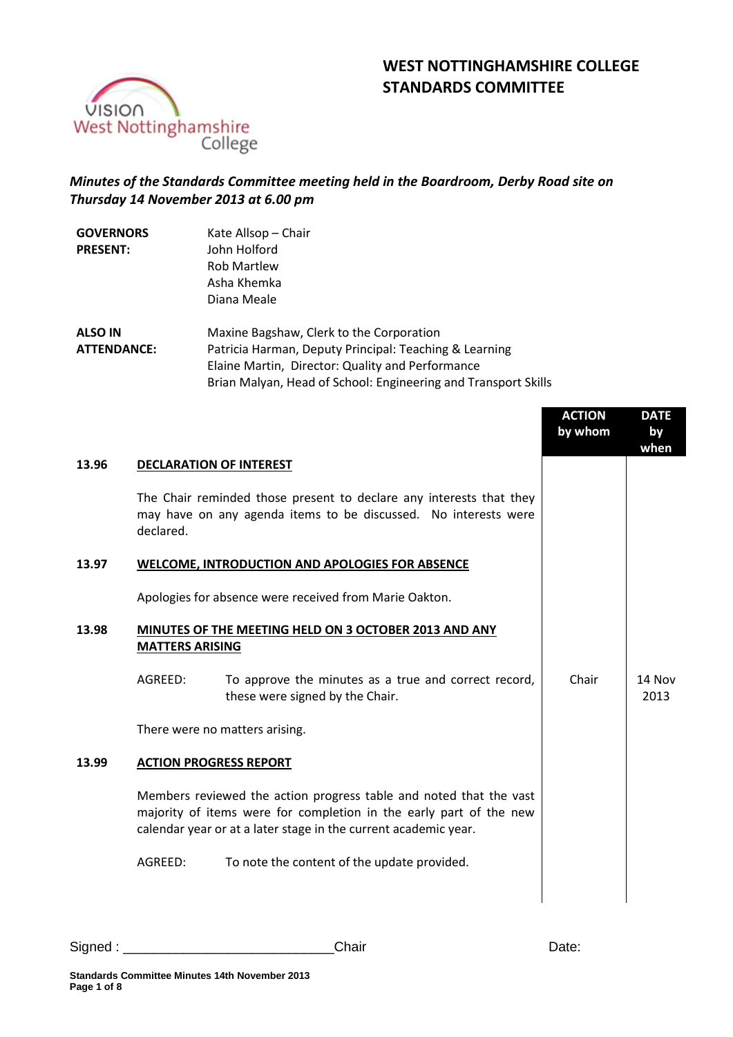# WEST NOTTINGHAMSHIRE COLLEGE
# STANDARDS COMMITTEE

***Minutes of the Standards Committee meeting held in the Boardroom, Derby Road site on Thursday 14 November 2013 at 6.00 pm***

| | |
|---|---|
| **GOVERNORS PRESENT:** | Kate Allsop – Chair<br>John Holford<br>Rob Martlew<br>Asha Khemka<br>Diana Meale |
| **ALSO IN ATTENDANCE:** | Maxine Bagshaw, Clerk to the Corporation<br>Patricia Harman, Deputy Principal: Teaching & Learning<br>Elaine Martin, Director: Quality and Performance<br>Brian Malyan, Head of School: Engineering and Transport Skills |

| | | ACTION by whom | DATE by when |
|---|---|---|---|
| **13.96** | **DECLARATION OF INTEREST** | | |
| | The Chair reminded those present to declare any interests that they may have on any agenda items to be discussed. No interests were declared. | | |
| **13.97** | **WELCOME, INTRODUCTION AND APOLOGIES FOR ABSENCE** | | |
| | Apologies for absence were received from Marie Oakton. | | |
| **13.98** | **MINUTES OF THE MEETING HELD ON 3 OCTOBER 2013 AND ANY MATTERS ARISING** | | |
| | AGREED: To approve the minutes as a true and correct record, these were signed by the Chair. | Chair | 14 Nov 2013 |
| | There were no matters arising. | | |
| **13.99** | **ACTION PROGRESS REPORT** | | |
| | Members reviewed the action progress table and noted that the vast majority of items were for completion in the early part of the new calendar year or at a later stage in the current academic year. | | |
| | AGREED: To note the content of the update provided. | | |

Signed : ___________________________Chair Date: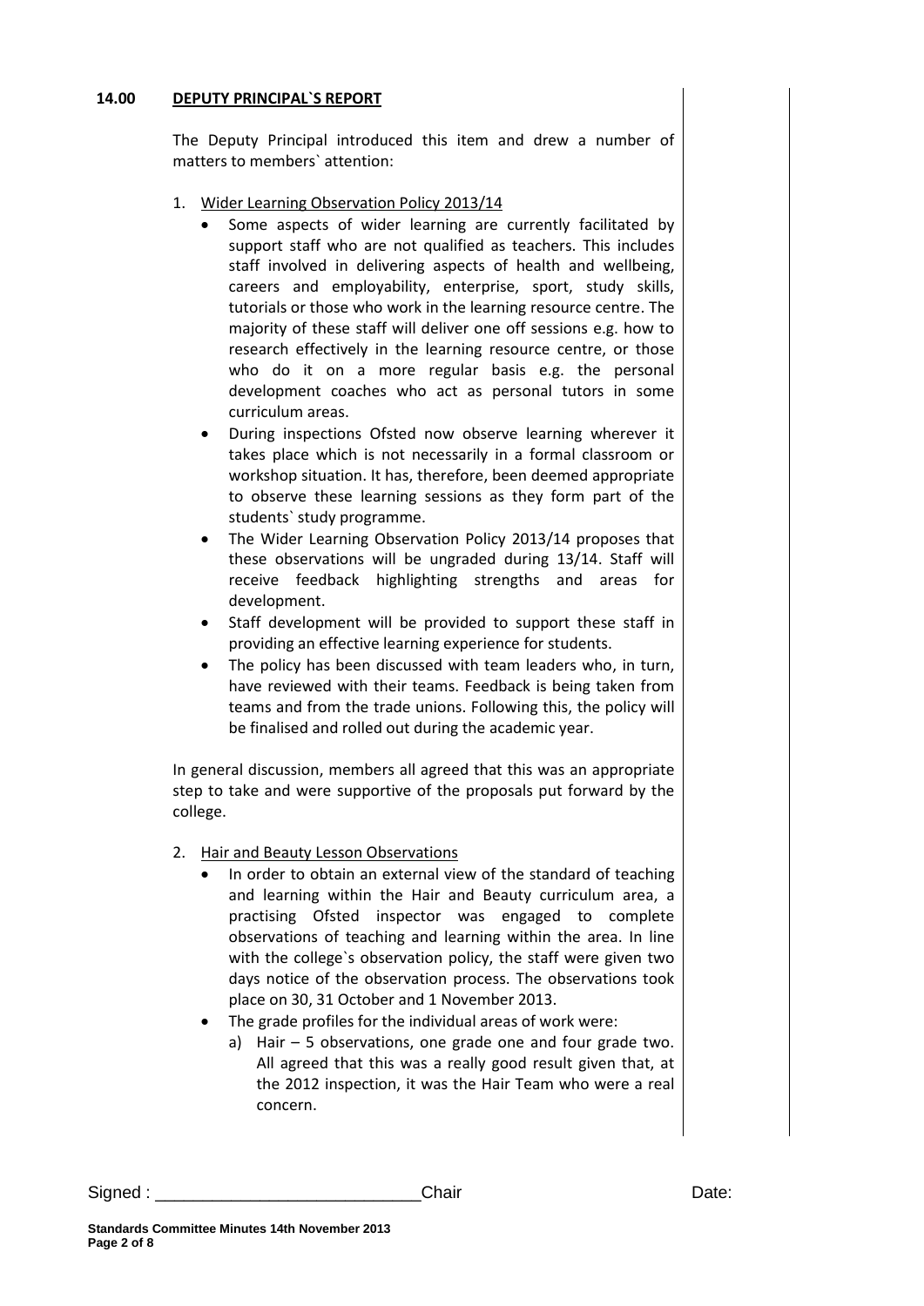**14.00 DEPUTY PRINCIPAL`S REPORT**

The Deputy Principal introduced this item and drew a number of matters to members` attention:

1. Wider Learning Observation Policy 2013/14
   - Some aspects of wider learning are currently facilitated by support staff who are not qualified as teachers. This includes staff involved in delivering aspects of health and wellbeing, careers and employability, enterprise, sport, study skills, tutorials or those who work in the learning resource centre. The majority of these staff will deliver one off sessions e.g. how to research effectively in the learning resource centre, or those who do it on a more regular basis e.g. the personal development coaches who act as personal tutors in some curriculum areas.
   - During inspections Ofsted now observe learning wherever it takes place which is not necessarily in a formal classroom or workshop situation. It has, therefore, been deemed appropriate to observe these learning sessions as they form part of the students` study programme.
   - The Wider Learning Observation Policy 2013/14 proposes that these observations will be ungraded during 13/14. Staff will receive feedback highlighting strengths and areas for development.
   - Staff development will be provided to support these staff in providing an effective learning experience for students.
   - The policy has been discussed with team leaders who, in turn, have reviewed with their teams. Feedback is being taken from teams and from the trade unions. Following this, the policy will be finalised and rolled out during the academic year.

In general discussion, members all agreed that this was an appropriate step to take and were supportive of the proposals put forward by the college.

2. Hair and Beauty Lesson Observations
   - In order to obtain an external view of the standard of teaching and learning within the Hair and Beauty curriculum area, a practising Ofsted inspector was engaged to complete observations of teaching and learning within the area. In line with the college`s observation policy, the staff were given two days notice of the observation process. The observations took place on 30, 31 October and 1 November 2013.
   - The grade profiles for the individual areas of work were:
     a) Hair – 5 observations, one grade one and four grade two. All agreed that this was a really good result given that, at the 2012 inspection, it was the Hair Team who were a real concern.

Signed : ___________________________Chair Date: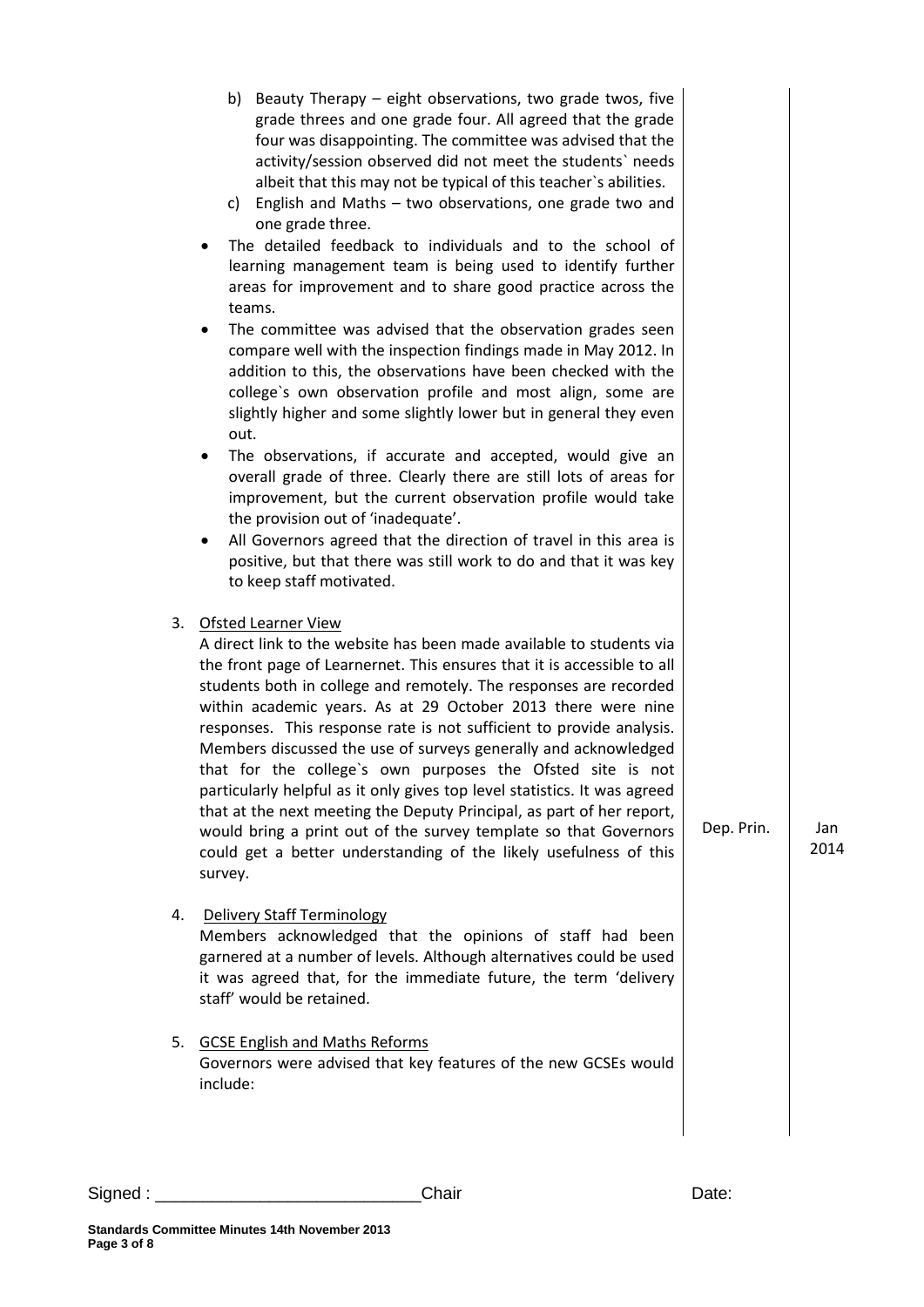b) Beauty Therapy – eight observations, two grade twos, five grade threes and one grade four. All agreed that the grade four was disappointing. The committee was advised that the activity/session observed did not meet the students` needs albeit that this may not be typical of this teacher`s abilities.

c) English and Maths – two observations, one grade two and one grade three.

- The detailed feedback to individuals and to the school of learning management team is being used to identify further areas for improvement and to share good practice across the teams.
- The committee was advised that the observation grades seen compare well with the inspection findings made in May 2012. In addition to this, the observations have been checked with the college`s own observation profile and most align, some are slightly higher and some slightly lower but in general they even out.
- The observations, if accurate and accepted, would give an overall grade of three. Clearly there are still lots of areas for improvement, but the current observation profile would take the provision out of 'inadequate'.
- All Governors agreed that the direction of travel in this area is positive, but that there was still work to do and that it was key to keep staff motivated.

3. Ofsted Learner View

A direct link to the website has been made available to students via the front page of Learnernet. This ensures that it is accessible to all students both in college and remotely. The responses are recorded within academic years. As at 29 October 2013 there were nine responses. This response rate is not sufficient to provide analysis. Members discussed the use of surveys generally and acknowledged that for the college`s own purposes the Ofsted site is not particularly helpful as it only gives top level statistics. It was agreed that at the next meeting the Deputy Principal, as part of her report, would bring a print out of the survey template so that Governors could get a better understanding of the likely usefulness of this survey. — **Dep. Prin. — Jan 2014**

4. Delivery Staff Terminology

Members acknowledged that the opinions of staff had been garnered at a number of levels. Although alternatives could be used it was agreed that, for the immediate future, the term 'delivery staff' would be retained.

5. GCSE English and Maths Reforms

Governors were advised that key features of the new GCSEs would include:

Signed : ___________________________Chair Date: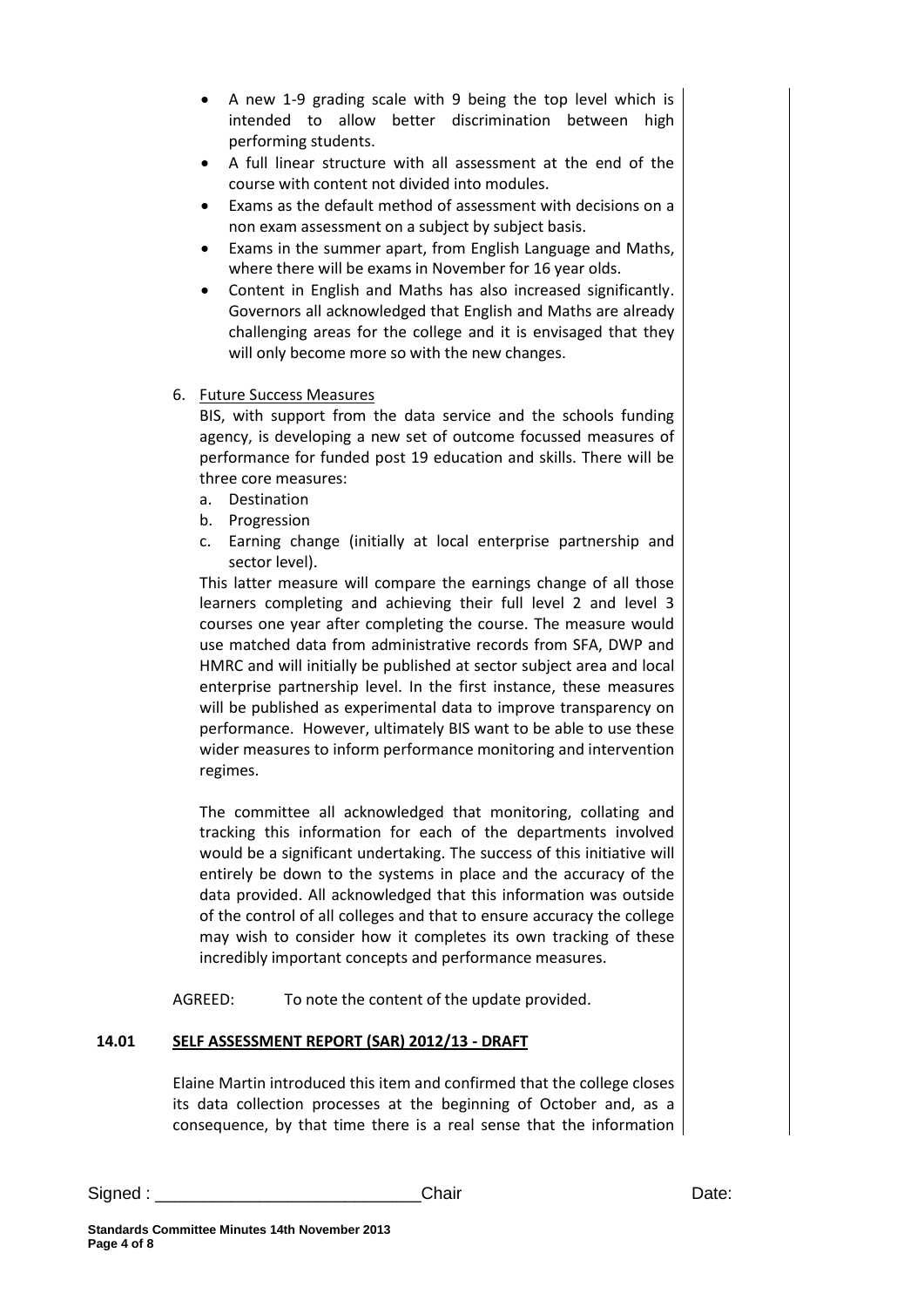- A new 1-9 grading scale with 9 being the top level which is intended to allow better discrimination between high performing students.
- A full linear structure with all assessment at the end of the course with content not divided into modules.
- Exams as the default method of assessment with decisions on a non exam assessment on a subject by subject basis.
- Exams in the summer apart, from English Language and Maths, where there will be exams in November for 16 year olds.
- Content in English and Maths has also increased significantly. Governors all acknowledged that English and Maths are already challenging areas for the college and it is envisaged that they will only become more so with the new changes.

6. Future Success Measures

   BIS, with support from the data service and the schools funding agency, is developing a new set of outcome focussed measures of performance for funded post 19 education and skills. There will be three core measures:

   a. Destination
   b. Progression
   c. Earning change (initially at local enterprise partnership and sector level).

   This latter measure will compare the earnings change of all those learners completing and achieving their full level 2 and level 3 courses one year after completing the course. The measure would use matched data from administrative records from SFA, DWP and HMRC and will initially be published at sector subject area and local enterprise partnership level. In the first instance, these measures will be published as experimental data to improve transparency on performance. However, ultimately BIS want to be able to use these wider measures to inform performance monitoring and intervention regimes.

   The committee all acknowledged that monitoring, collating and tracking this information for each of the departments involved would be a significant undertaking. The success of this initiative will entirely be down to the systems in place and the accuracy of the data provided. All acknowledged that this information was outside of the control of all colleges and that to ensure accuracy the college may wish to consider how it completes its own tracking of these incredibly important concepts and performance measures.

AGREED: To note the content of the update provided.

**14.01 SELF ASSESSMENT REPORT (SAR) 2012/13 - DRAFT**

Elaine Martin introduced this item and confirmed that the college closes its data collection processes at the beginning of October and, as a consequence, by that time there is a real sense that the information

Signed : ___________________________Chair Date: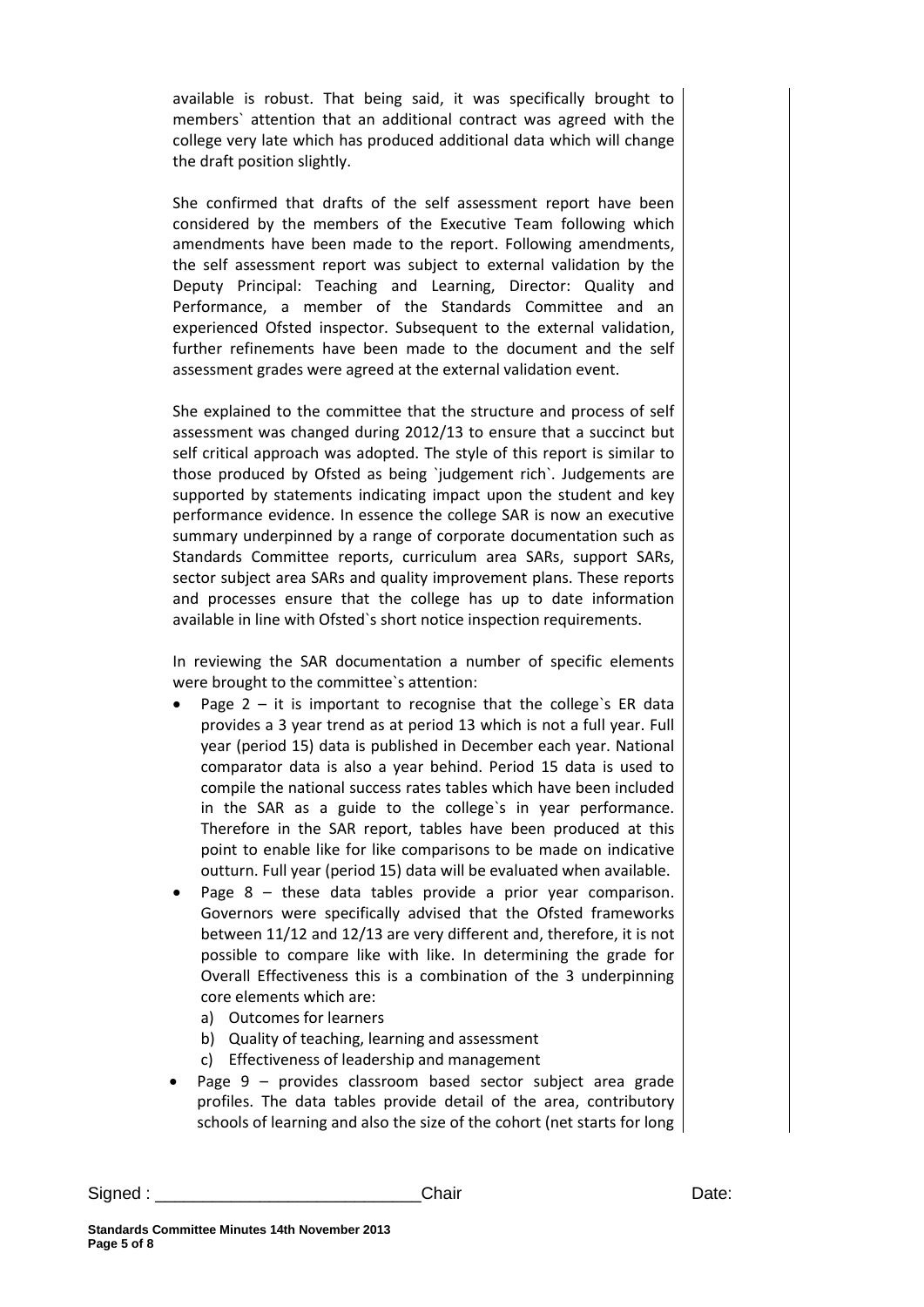available is robust. That being said, it was specifically brought to members` attention that an additional contract was agreed with the college very late which has produced additional data which will change the draft position slightly.

She confirmed that drafts of the self assessment report have been considered by the members of the Executive Team following which amendments have been made to the report. Following amendments, the self assessment report was subject to external validation by the Deputy Principal: Teaching and Learning, Director: Quality and Performance, a member of the Standards Committee and an experienced Ofsted inspector. Subsequent to the external validation, further refinements have been made to the document and the self assessment grades were agreed at the external validation event.

She explained to the committee that the structure and process of self assessment was changed during 2012/13 to ensure that a succinct but self critical approach was adopted. The style of this report is similar to those produced by Ofsted as being `judgement rich`. Judgements are supported by statements indicating impact upon the student and key performance evidence. In essence the college SAR is now an executive summary underpinned by a range of corporate documentation such as Standards Committee reports, curriculum area SARs, support SARs, sector subject area SARs and quality improvement plans. These reports and processes ensure that the college has up to date information available in line with Ofsted`s short notice inspection requirements.

In reviewing the SAR documentation a number of specific elements were brought to the committee`s attention:

- Page 2 – it is important to recognise that the college`s ER data provides a 3 year trend as at period 13 which is not a full year. Full year (period 15) data is published in December each year. National comparator data is also a year behind. Period 15 data is used to compile the national success rates tables which have been included in the SAR as a guide to the college`s in year performance. Therefore in the SAR report, tables have been produced at this point to enable like for like comparisons to be made on indicative outturn. Full year (period 15) data will be evaluated when available.
- Page 8 – these data tables provide a prior year comparison. Governors were specifically advised that the Ofsted frameworks between 11/12 and 12/13 are very different and, therefore, it is not possible to compare like with like. In determining the grade for Overall Effectiveness this is a combination of the 3 underpinning core elements which are:
  a) Outcomes for learners
  b) Quality of teaching, learning and assessment
  c) Effectiveness of leadership and management
- Page 9 – provides classroom based sector subject area grade profiles. The data tables provide detail of the area, contributory schools of learning and also the size of the cohort (net starts for long

Signed : ___________________________ Chair Date:

**Standards Committee Minutes 14th November 2013**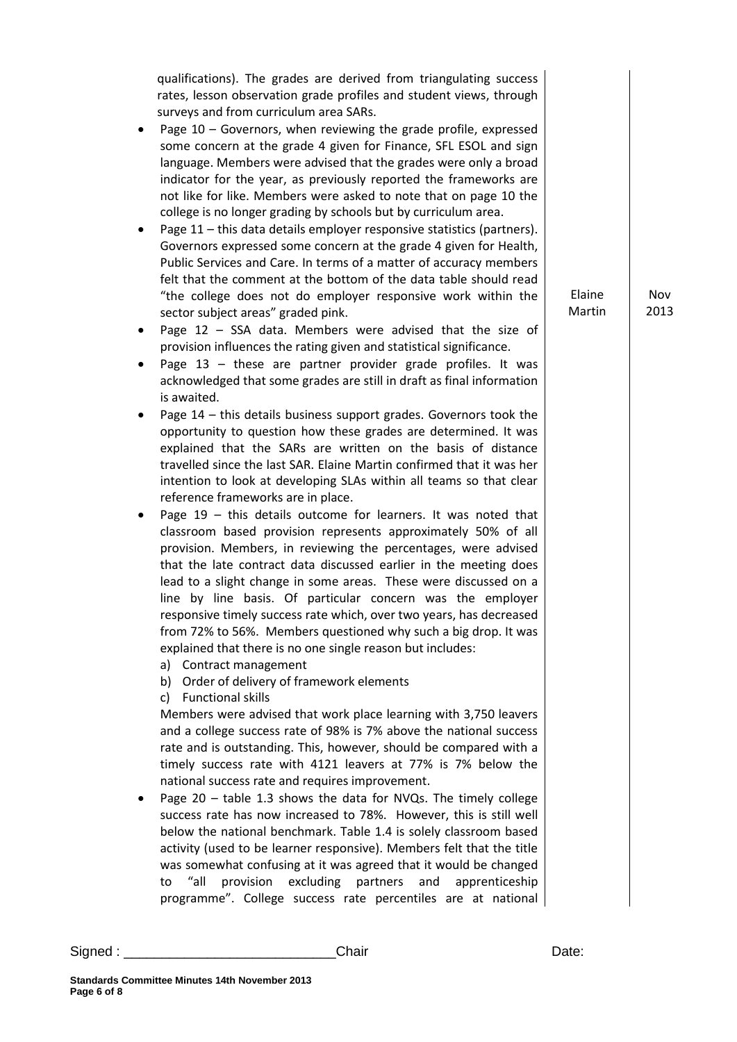| | | |
|---|---|---|
| qualifications). The grades are derived from triangulating success rates, lesson observation grade profiles and student views, through surveys and from curriculum area SARs.<br>• Page 10 – Governors, when reviewing the grade profile, expressed some concern at the grade 4 given for Finance, SFL ESOL and sign language. Members were advised that the grades were only a broad indicator for the year, as previously reported the frameworks are not like for like. Members were asked to note that on page 10 the college is no longer grading by schools but by curriculum area.<br>• Page 11 – this data details employer responsive statistics (partners). Governors expressed some concern at the grade 4 given for Health, Public Services and Care. In terms of a matter of accuracy members felt that the comment at the bottom of the data table should read "the college does not do employer responsive work within the sector subject areas" graded pink. | Elaine Martin | Nov 2013 |
| • Page 12 – SSA data. Members were advised that the size of provision influences the rating given and statistical significance.<br>• Page 13 – these are partner provider grade profiles. It was acknowledged that some grades are still in draft as final information is awaited.<br>• Page 14 – this details business support grades. Governors took the opportunity to question how these grades are determined. It was explained that the SARs are written on the basis of distance travelled since the last SAR. Elaine Martin confirmed that it was her intention to look at developing SLAs within all teams so that clear reference frameworks are in place.<br>• Page 19 – this details outcome for learners. It was noted that classroom based provision represents approximately 50% of all provision. Members, in reviewing the percentages, were advised that the late contract data discussed earlier in the meeting does lead to a slight change in some areas. These were discussed on a line by line basis. Of particular concern was the employer responsive timely success rate which, over two years, has decreased from 72% to 56%. Members questioned why such a big drop. It was explained that there is no one single reason but includes:<br>a) Contract management<br>b) Order of delivery of framework elements<br>c) Functional skills<br>Members were advised that work place learning with 3,750 leavers and a college success rate of 98% is 7% above the national success rate and is outstanding. This, however, should be compared with a timely success rate with 4121 leavers at 77% is 7% below the national success rate and requires improvement.<br>• Page 20 – table 1.3 shows the data for NVQs. The timely college success rate has now increased to 78%. However, this is still well below the national benchmark. Table 1.4 is solely classroom based activity (used to be learner responsive). Members felt that the title was somewhat confusing at it was agreed that it would be changed to "all provision excluding partners and apprenticeship programme". College success rate percentiles are at national | | |

Signed : ____________________________Chair Date: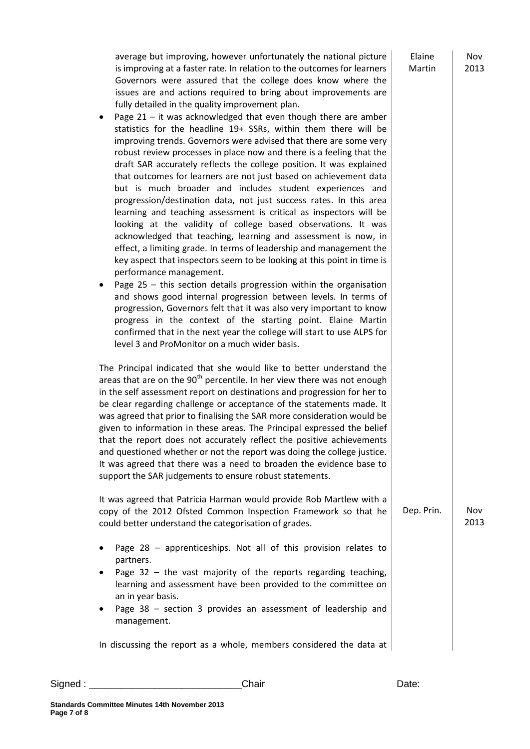| | | |
|---|---|---|
| average but improving, however unfortunately the national picture is improving at a faster rate. In relation to the outcomes for learners Governors were assured that the college does know where the issues are and actions required to bring about improvements are fully detailed in the quality improvement plan. | Elaine Martin | Nov 2013 |
| • Page 21 – it was acknowledged that even though there are amber statistics for the headline 19+ SSRs, within them there will be improving trends. Governors were advised that there are some very robust review processes in place now and there is a feeling that the draft SAR accurately reflects the college position. It was explained that outcomes for learners are not just based on achievement data but is much broader and includes student experiences and progression/destination data, not just success rates. In this area learning and teaching assessment is critical as inspectors will be looking at the validity of college based observations. It was acknowledged that teaching, learning and assessment is now, in effect, a limiting grade. In terms of leadership and management the key aspect that inspectors seem to be looking at this point in time is performance management. | | |
| • Page 25 – this section details progression within the organisation and shows good internal progression between levels. In terms of progression, Governors felt that it was also very important to know progress in the context of the starting point. Elaine Martin confirmed that in the next year the college will start to use ALPS for level 3 and ProMonitor on a much wider basis. | | |
| The Principal indicated that she would like to better understand the areas that are on the 90th percentile. In her view there was not enough in the self assessment report on destinations and progression for her to be clear regarding challenge or acceptance of the statements made. It was agreed that prior to finalising the SAR more consideration would be given to information in these areas. The Principal expressed the belief that the report does not accurately reflect the positive achievements and questioned whether or not the report was doing the college justice. It was agreed that there was a need to broaden the evidence base to support the SAR judgements to ensure robust statements. | | |
| It was agreed that Patricia Harman would provide Rob Martlew with a copy of the 2012 Ofsted Common Inspection Framework so that he could better understand the categorisation of grades. | Dep. Prin. | Nov 2013 |
| • Page 28 – apprenticeships. Not all of this provision relates to partners.<br>• Page 32 – the vast majority of the reports regarding teaching, learning and assessment have been provided to the committee on an in year basis.<br>• Page 38 – section 3 provides an assessment of leadership and management. | | |
| In discussing the report as a whole, members considered the data at | | |

Signed : ____________________________Chair Date: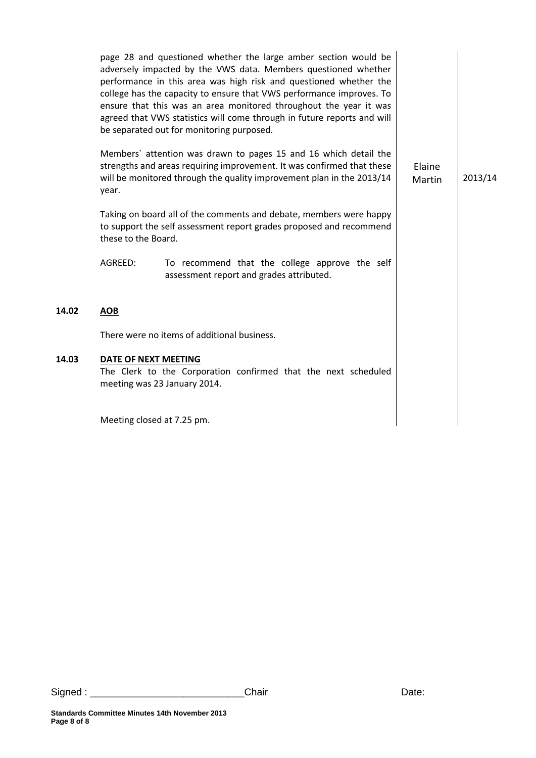| | | | |
|---|---|---|---|
| | page 28 and questioned whether the large amber section would be adversely impacted by the VWS data. Members questioned whether performance in this area was high risk and questioned whether the college has the capacity to ensure that VWS performance improves. To ensure that this was an area monitored throughout the year it was agreed that VWS statistics will come through in future reports and will be separated out for monitoring purposed.<br><br>Members` attention was drawn to pages 15 and 16 which detail the strengths and areas requiring improvement. It was confirmed that these will be monitored through the quality improvement plan in the 2013/14 year.<br><br>Taking on board all of the comments and debate, members were happy to support the self assessment report grades proposed and recommend these to the Board.<br><br>AGREED: To recommend that the college approve the self assessment report and grades attributed. | Elaine Martin | 2013/14 |
| **14.02** | **AOB**<br><br>There were no items of additional business. | | |
| **14.03** | **DATE OF NEXT MEETING**<br>The Clerk to the Corporation confirmed that the next scheduled meeting was 23 January 2014.<br><br>Meeting closed at 7.25 pm. | | |

Signed : ____________________________Chair Date: